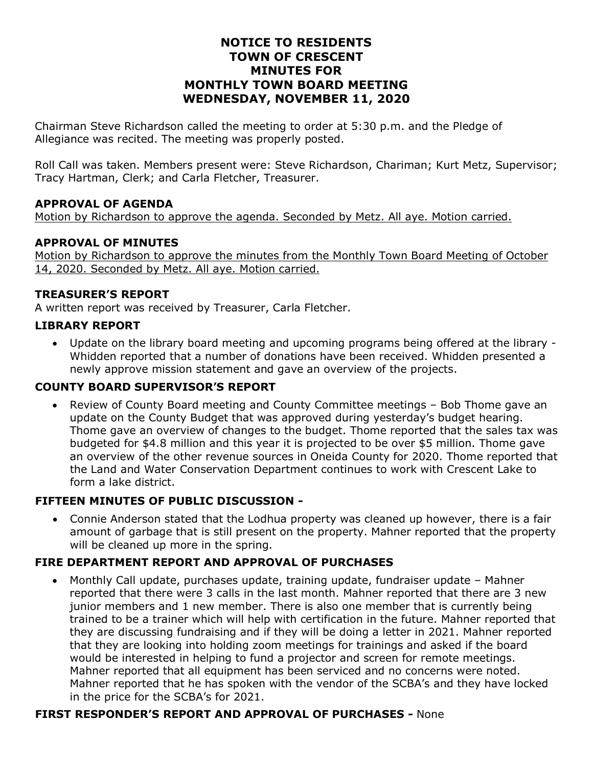# NOTICE TO RESIDENTS
# TOWN OF CRESCENT
# MINUTES FOR
# MONTHLY TOWN BOARD MEETING
# WEDNESDAY, NOVEMBER 11, 2020

Chairman Steve Richardson called the meeting to order at 5:30 p.m. and the Pledge of Allegiance was recited. The meeting was properly posted.

Roll Call was taken. Members present were: Steve Richardson, Chariman; Kurt Metz, Supervisor; Tracy Hartman, Clerk; and Carla Fletcher, Treasurer.

### APPROVAL OF AGENDA

<u>Motion by Richardson to approve the agenda. Seconded by Metz. All aye. Motion carried.</u>

### APPROVAL OF MINUTES

<u>Motion by Richardson to approve the minutes from the Monthly Town Board Meeting of October 14, 2020. Seconded by Metz. All aye. Motion carried.</u>

### TREASURER'S REPORT

A written report was received by Treasurer, Carla Fletcher.

### LIBRARY REPORT

- Update on the library board meeting and upcoming programs being offered at the library - Whidden reported that a number of donations have been received. Whidden presented a newly approve mission statement and gave an overview of the projects.

### COUNTY BOARD SUPERVISOR'S REPORT

- Review of County Board meeting and County Committee meetings – Bob Thome gave an update on the County Budget that was approved during yesterday's budget hearing. Thome gave an overview of changes to the budget. Thome reported that the sales tax was budgeted for $4.8 million and this year it is projected to be over $5 million. Thome gave an overview of the other revenue sources in Oneida County for 2020. Thome reported that the Land and Water Conservation Department continues to work with Crescent Lake to form a lake district.

### FIFTEEN MINUTES OF PUBLIC DISCUSSION -

- Connie Anderson stated that the Lodhua property was cleaned up however, there is a fair amount of garbage that is still present on the property. Mahner reported that the property will be cleaned up more in the spring.

### FIRE DEPARTMENT REPORT AND APPROVAL OF PURCHASES

- Monthly Call update, purchases update, training update, fundraiser update – Mahner reported that there were 3 calls in the last month. Mahner reported that there are 3 new junior members and 1 new member. There is also one member that is currently being trained to be a trainer which will help with certification in the future. Mahner reported that they are discussing fundraising and if they will be doing a letter in 2021. Mahner reported that they are looking into holding zoom meetings for trainings and asked if the board would be interested in helping to fund a projector and screen for remote meetings. Mahner reported that all equipment has been serviced and no concerns were noted. Mahner reported that he has spoken with the vendor of the SCBA's and they have locked in the price for the SCBA's for 2021.

### FIRST RESPONDER'S REPORT AND APPROVAL OF PURCHASES - None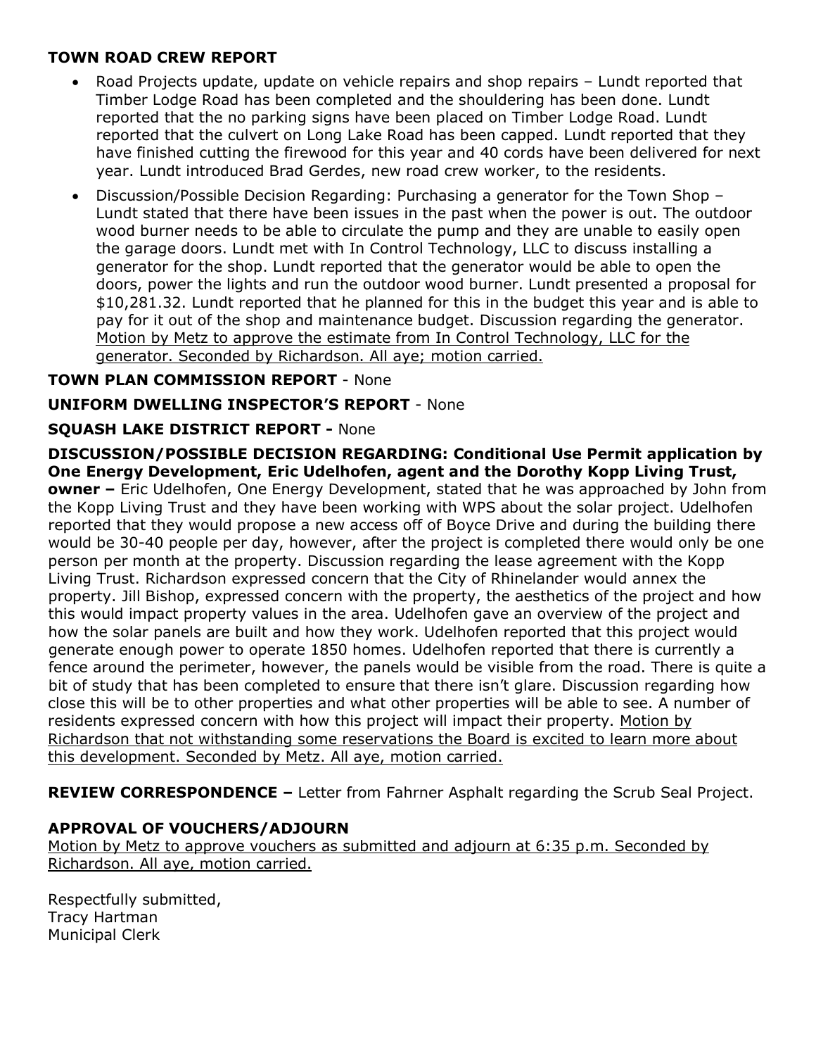**TOWN ROAD CREW REPORT**

- Road Projects update, update on vehicle repairs and shop repairs – Lundt reported that Timber Lodge Road has been completed and the shouldering has been done. Lundt reported that the no parking signs have been placed on Timber Lodge Road. Lundt reported that the culvert on Long Lake Road has been capped. Lundt reported that they have finished cutting the firewood for this year and 40 cords have been delivered for next year. Lundt introduced Brad Gerdes, new road crew worker, to the residents.
- Discussion/Possible Decision Regarding: Purchasing a generator for the Town Shop – Lundt stated that there have been issues in the past when the power is out. The outdoor wood burner needs to be able to circulate the pump and they are unable to easily open the garage doors. Lundt met with In Control Technology, LLC to discuss installing a generator for the shop. Lundt reported that the generator would be able to open the doors, power the lights and run the outdoor wood burner. Lundt presented a proposal for $10,281.32. Lundt reported that he planned for this in the budget this year and is able to pay for it out of the shop and maintenance budget. Discussion regarding the generator. Motion by Metz to approve the estimate from In Control Technology, LLC for the generator. Seconded by Richardson. All aye; motion carried.

**TOWN PLAN COMMISSION REPORT** - None

**UNIFORM DWELLING INSPECTOR'S REPORT** - None

**SQUASH LAKE DISTRICT REPORT -** None

**DISCUSSION/POSSIBLE DECISION REGARDING: Conditional Use Permit application by One Energy Development, Eric Udelhofen, agent and the Dorothy Kopp Living Trust, owner –** Eric Udelhofen, One Energy Development, stated that he was approached by John from the Kopp Living Trust and they have been working with WPS about the solar project. Udelhofen reported that they would propose a new access off of Boyce Drive and during the building there would be 30-40 people per day, however, after the project is completed there would only be one person per month at the property. Discussion regarding the lease agreement with the Kopp Living Trust. Richardson expressed concern that the City of Rhinelander would annex the property. Jill Bishop, expressed concern with the property, the aesthetics of the project and how this would impact property values in the area. Udelhofen gave an overview of the project and how the solar panels are built and how they work. Udelhofen reported that this project would generate enough power to operate 1850 homes. Udelhofen reported that there is currently a fence around the perimeter, however, the panels would be visible from the road. There is quite a bit of study that has been completed to ensure that there isn't glare. Discussion regarding how close this will be to other properties and what other properties will be able to see. A number of residents expressed concern with how this project will impact their property. Motion by Richardson that not withstanding some reservations the Board is excited to learn more about this development. Seconded by Metz. All aye, motion carried.

**REVIEW CORRESPONDENCE –** Letter from Fahrner Asphalt regarding the Scrub Seal Project.

**APPROVAL OF VOUCHERS/ADJOURN**

Motion by Metz to approve vouchers as submitted and adjourn at 6:35 p.m. Seconded by Richardson. All aye, motion carried.

Respectfully submitted,
Tracy Hartman
Municipal Clerk